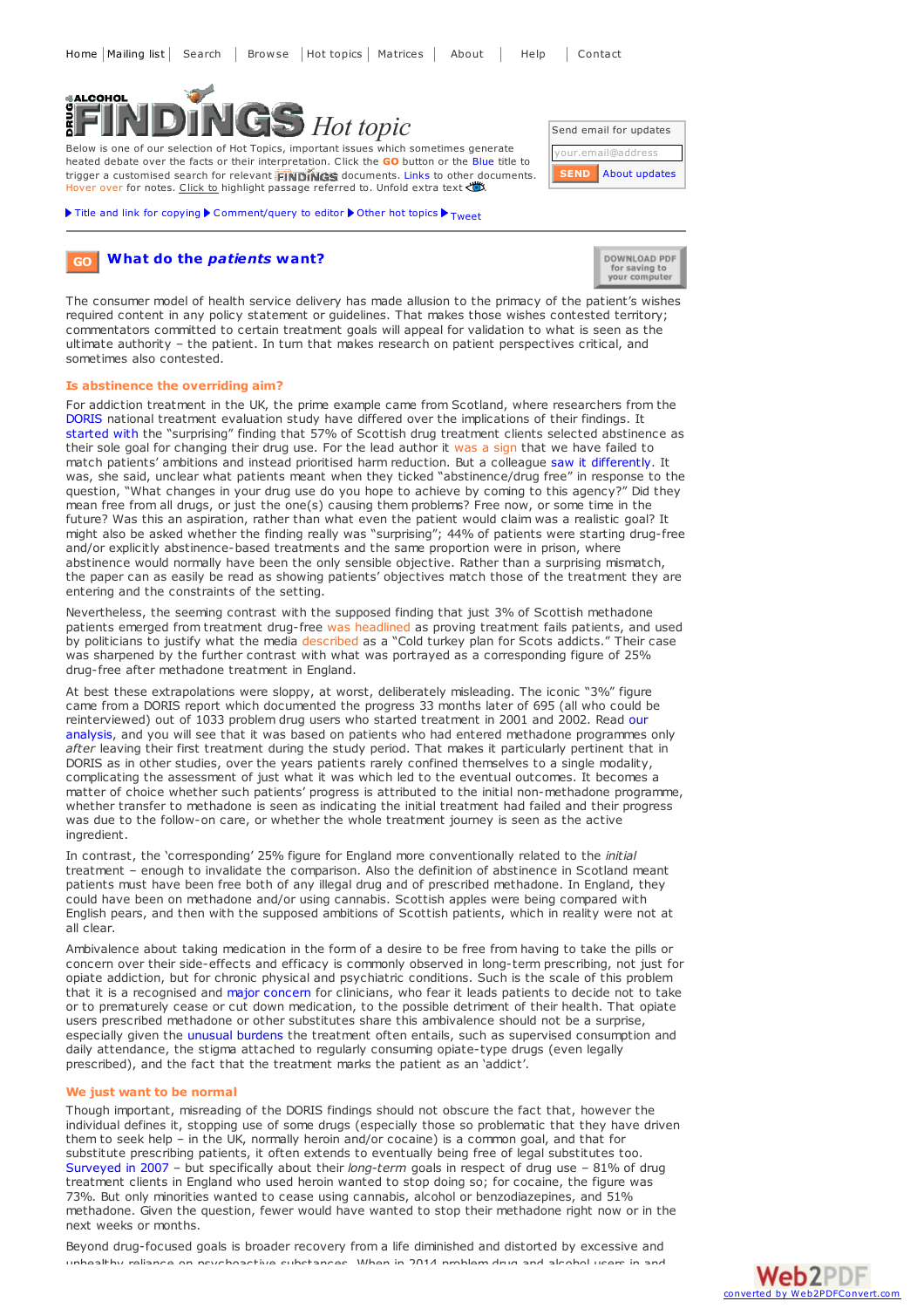Home | Mailing list | Search | Browse | Hot topics | Matrices | About | Help | Contact

# DRUG ALCOHOL FINDINGS Hot topic

Below is one of our selection of Hot Topics, important issues which sometimes generate heated debate over the facts or their interpretation. Click the **GO** button or the Blue title to trigger a customised search for relevant FINDINGS documents. Links to other documents. Hover over for notes. Click to highlight passage referred to. Unfold extra text

Send email for updates

SEND | About updates

▶ Title and link for copying ▶ Comment/query to editor ▶ Other hot topics ▶ Tweet

## GO What do the *patients* want?

DOWNLOAD PDF for saving to your computer

The consumer model of health service delivery has made allusion to the primacy of the patient's wishes required content in any policy statement or guidelines. That makes those wishes contested territory; commentators committed to certain treatment goals will appeal for validation to what is seen as the ultimate authority – the patient. In turn that makes research on patient perspectives critical, and sometimes also contested.

### Is abstinence the overriding aim?

For addiction treatment in the UK, the prime example came from Scotland, where researchers from the DORIS national treatment evaluation study have differed over the implications of their findings. It started with the "surprising" finding that 57% of Scottish drug treatment clients selected abstinence as their sole goal for changing their drug use. For the lead author it was a sign that we have failed to match patients' ambitions and instead prioritised harm reduction. But a colleague saw it differently. It was, she said, unclear what patients meant when they ticked "abstinence/drug free" in response to the question, "What changes in your drug use do you hope to achieve by coming to this agency?" Did they mean free from all drugs, or just the one(s) causing them problems? Free now, or some time in the future? Was this an aspiration, rather than what even the patient would claim was a realistic goal? It might also be asked whether the finding really was "surprising"; 44% of patients were starting drug-free and/or explicitly abstinence-based treatments and the same proportion were in prison, where abstinence would normally have been the only sensible objective. Rather than a surprising mismatch, the paper can as easily be read as showing patients' objectives match those of the treatment they are entering and the constraints of the setting.

Nevertheless, the seeming contrast with the supposed finding that just 3% of Scottish methadone patients emerged from treatment drug-free was headlined as proving treatment fails patients, and used by politicians to justify what the media described as a "Cold turkey plan for Scots addicts." Their case was sharpened by the further contrast with what was portrayed as a corresponding figure of 25% drug-free after methadone treatment in England.

At best these extrapolations were sloppy, at worst, deliberately misleading. The iconic "3%" figure came from a DORIS report which documented the progress 33 months later of 695 (all who could be reinterviewed) out of 1033 problem drug users who started treatment in 2001 and 2002. Read our analysis, and you will see that it was based on patients who had entered methadone programmes only *after* leaving their first treatment during the study period. That makes it particularly pertinent that in DORIS as in other studies, over the years patients rarely confined themselves to a single modality, complicating the assessment of just what it was which led to the eventual outcomes. It becomes a matter of choice whether such patients' progress is attributed to the initial non-methadone programme, whether transfer to methadone is seen as indicating the initial treatment had failed and their progress was due to the follow-on care, or whether the whole treatment journey is seen as the active ingredient.

In contrast, the 'corresponding' 25% figure for England more conventionally related to the *initial* treatment – enough to invalidate the comparison. Also the definition of abstinence in Scotland meant patients must have been free both of any illegal drug and of prescribed methadone. In England, they could have been on methadone and/or using cannabis. Scottish apples were being compared with English pears, and then with the supposed ambitions of Scottish patients, which in reality were not at all clear.

Ambivalence about taking medication in the form of a desire to be free from having to take the pills or concern over their side-effects and efficacy is commonly observed in long-term prescribing, not just for opiate addiction, but for chronic physical and psychiatric conditions. Such is the scale of this problem that it is a recognised and major concern for clinicians, who fear it leads patients to decide not to take or to prematurely cease or cut down medication, to the possible detriment of their health. That opiate users prescribed methadone or other substitutes share this ambivalence should not be a surprise, especially given the unusual burdens the treatment often entails, such as supervised consumption and daily attendance, the stigma attached to regularly consuming opiate-type drugs (even legally prescribed), and the fact that the treatment marks the patient as an 'addict'.

### We just want to be normal

Though important, misreading of the DORIS findings should not obscure the fact that, however the individual defines it, stopping use of some drugs (especially those so problematic that they have driven them to seek help – in the UK, normally heroin and/or cocaine) is a common goal, and that for substitute prescribing patients, it often extends to eventually being free of legal substitutes too. Surveyed in 2007 – but specifically about their *long-term* goals in respect of drug use – 81% of drug treatment clients in England who used heroin wanted to stop doing so; for cocaine, the figure was 73%. But only minorities wanted to cease using cannabis, alcohol or benzodiazepines, and 51% methadone. Given the question, fewer would have wanted to stop their methadone right now or in the next weeks or months.

Beyond drug-focused goals is broader recovery from a life diminished and distorted by excessive and unhealthy reliance on psychoactive substances. When in 2014 problem drug and alcohol users in and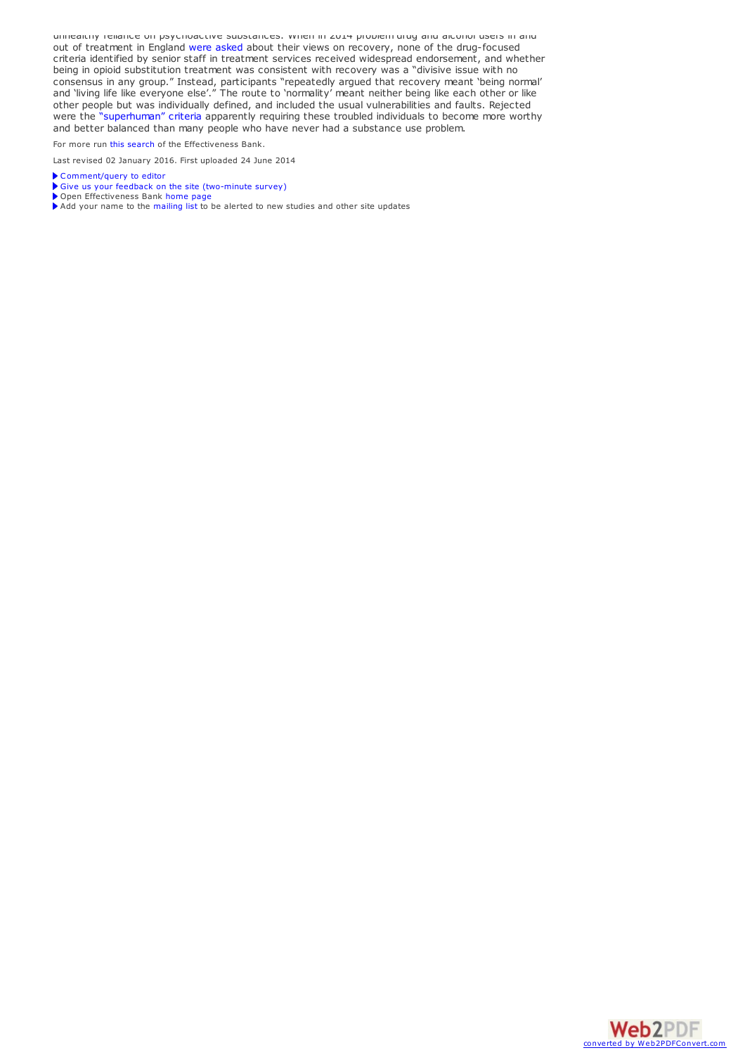unhealthy reliance on psychoactive substances. When in 2014 problem drug and alcohol users in and out of treatment in England were asked about their views on recovery, none of the drug-focused criteria identified by senior staff in treatment services received widespread endorsement, and whether being in opioid substitution treatment was consistent with recovery was a "divisive issue with no consensus in any group." Instead, participants "repeatedly argued that recovery meant 'being normal' and 'living life like everyone else'." The route to 'normality' meant neither being like each other or like other people but was individually defined, and included the usual vulnerabilities and faults. Rejected were the "superhuman" criteria apparently requiring these troubled individuals to become more worthy and better balanced than many people who have never had a substance use problem.

For more run this search of the Effectiveness Bank.

Last revised 02 January 2016. First uploaded 24 June 2014

- Comment/query to editor
- Give us your feedback on the site (two-minute survey)
- Open Effectiveness Bank home page
- Add your name to the mailing list to be alerted to new studies and other site updates